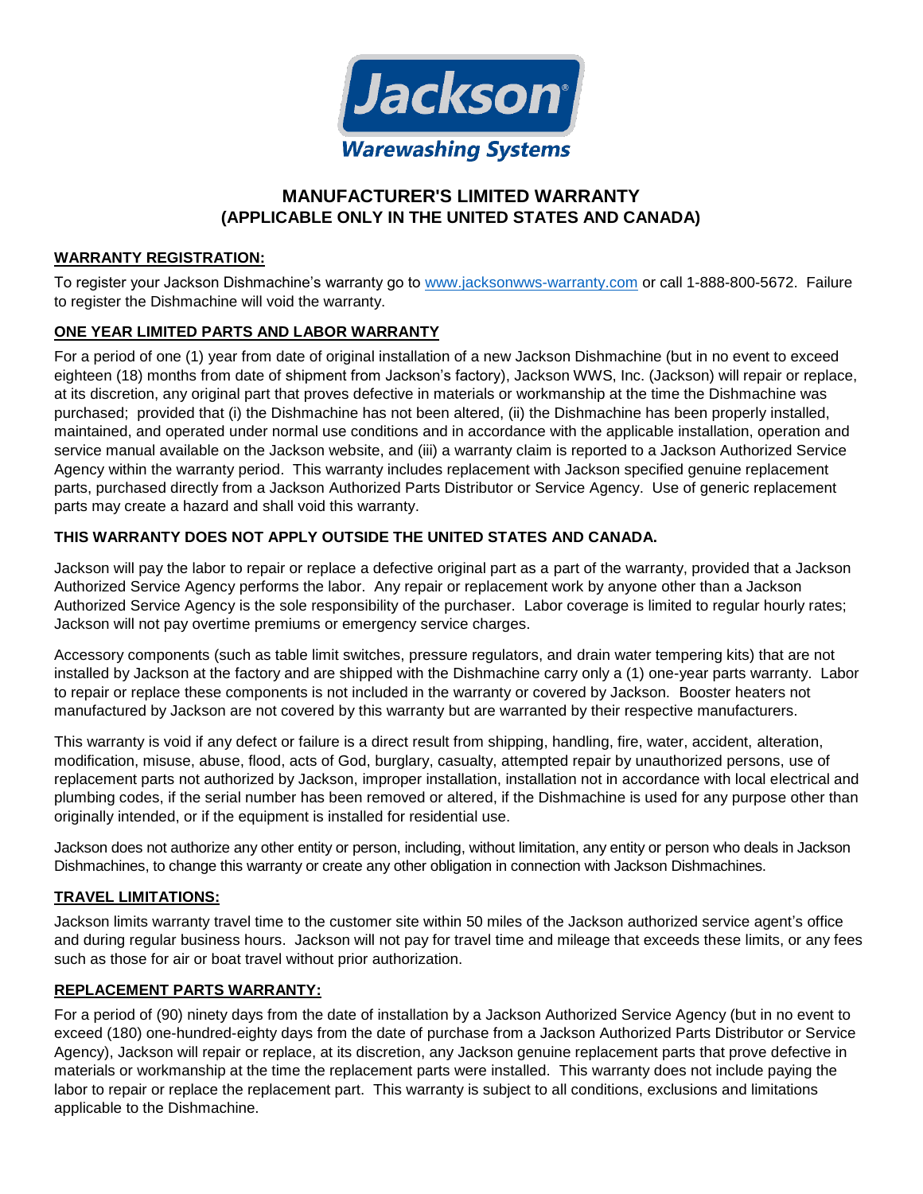Jackson
Warewashing Systems

# MANUFACTURER'S LIMITED WARRANTY
## (APPLICABLE ONLY IN THE UNITED STATES AND CANADA)

**WARRANTY REGISTRATION:**

To register your Jackson Dishmachine's warranty go to www.jacksonwws-warranty.com or call 1-888-800-5672. Failure to register the Dishmachine will void the warranty.

**ONE YEAR LIMITED PARTS AND LABOR WARRANTY**

For a period of one (1) year from date of original installation of a new Jackson Dishmachine (but in no event to exceed eighteen (18) months from date of shipment from Jackson's factory), Jackson WWS, Inc. (Jackson) will repair or replace, at its discretion, any original part that proves defective in materials or workmanship at the time the Dishmachine was purchased; provided that (i) the Dishmachine has not been altered, (ii) the Dishmachine has been properly installed, maintained, and operated under normal use conditions and in accordance with the applicable installation, operation and service manual available on the Jackson website, and (iii) a warranty claim is reported to a Jackson Authorized Service Agency within the warranty period. This warranty includes replacement with Jackson specified genuine replacement parts, purchased directly from a Jackson Authorized Parts Distributor or Service Agency. Use of generic replacement parts may create a hazard and shall void this warranty.

**THIS WARRANTY DOES NOT APPLY OUTSIDE THE UNITED STATES AND CANADA.**

Jackson will pay the labor to repair or replace a defective original part as a part of the warranty, provided that a Jackson Authorized Service Agency performs the labor. Any repair or replacement work by anyone other than a Jackson Authorized Service Agency is the sole responsibility of the purchaser. Labor coverage is limited to regular hourly rates; Jackson will not pay overtime premiums or emergency service charges.

Accessory components (such as table limit switches, pressure regulators, and drain water tempering kits) that are not installed by Jackson at the factory and are shipped with the Dishmachine carry only a (1) one-year parts warranty. Labor to repair or replace these components is not included in the warranty or covered by Jackson. Booster heaters not manufactured by Jackson are not covered by this warranty but are warranted by their respective manufacturers.

This warranty is void if any defect or failure is a direct result from shipping, handling, fire, water, accident, alteration, modification, misuse, abuse, flood, acts of God, burglary, casualty, attempted repair by unauthorized persons, use of replacement parts not authorized by Jackson, improper installation, installation not in accordance with local electrical and plumbing codes, if the serial number has been removed or altered, if the Dishmachine is used for any purpose other than originally intended, or if the equipment is installed for residential use.

Jackson does not authorize any other entity or person, including, without limitation, any entity or person who deals in Jackson Dishmachines, to change this warranty or create any other obligation in connection with Jackson Dishmachines.

**TRAVEL LIMITATIONS:**

Jackson limits warranty travel time to the customer site within 50 miles of the Jackson authorized service agent's office and during regular business hours. Jackson will not pay for travel time and mileage that exceeds these limits, or any fees such as those for air or boat travel without prior authorization.

**REPLACEMENT PARTS WARRANTY:**

For a period of (90) ninety days from the date of installation by a Jackson Authorized Service Agency (but in no event to exceed (180) one-hundred-eighty days from the date of purchase from a Jackson Authorized Parts Distributor or Service Agency), Jackson will repair or replace, at its discretion, any Jackson genuine replacement parts that prove defective in materials or workmanship at the time the replacement parts were installed. This warranty does not include paying the labor to repair or replace the replacement part. This warranty is subject to all conditions, exclusions and limitations applicable to the Dishmachine.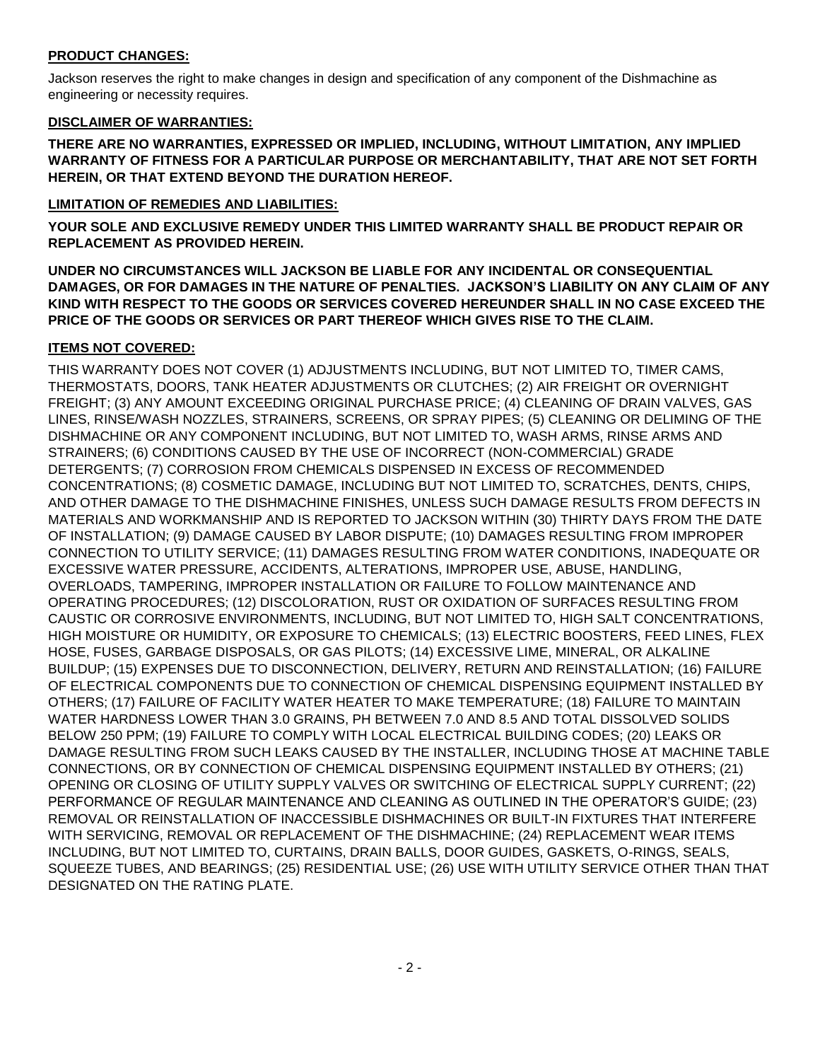**PRODUCT CHANGES:**

Jackson reserves the right to make changes in design and specification of any component of the Dishmachine as engineering or necessity requires.

**DISCLAIMER OF WARRANTIES:**

**THERE ARE NO WARRANTIES, EXPRESSED OR IMPLIED, INCLUDING, WITHOUT LIMITATION, ANY IMPLIED WARRANTY OF FITNESS FOR A PARTICULAR PURPOSE OR MERCHANTABILITY, THAT ARE NOT SET FORTH HEREIN, OR THAT EXTEND BEYOND THE DURATION HEREOF.**

**LIMITATION OF REMEDIES AND LIABILITIES:**

**YOUR SOLE AND EXCLUSIVE REMEDY UNDER THIS LIMITED WARRANTY SHALL BE PRODUCT REPAIR OR REPLACEMENT AS PROVIDED HEREIN.**

**UNDER NO CIRCUMSTANCES WILL JACKSON BE LIABLE FOR ANY INCIDENTAL OR CONSEQUENTIAL DAMAGES, OR FOR DAMAGES IN THE NATURE OF PENALTIES. JACKSON'S LIABILITY ON ANY CLAIM OF ANY KIND WITH RESPECT TO THE GOODS OR SERVICES COVERED HEREUNDER SHALL IN NO CASE EXCEED THE PRICE OF THE GOODS OR SERVICES OR PART THEREOF WHICH GIVES RISE TO THE CLAIM.**

**ITEMS NOT COVERED:**

THIS WARRANTY DOES NOT COVER (1) ADJUSTMENTS INCLUDING, BUT NOT LIMITED TO, TIMER CAMS, THERMOSTATS, DOORS, TANK HEATER ADJUSTMENTS OR CLUTCHES; (2) AIR FREIGHT OR OVERNIGHT FREIGHT; (3) ANY AMOUNT EXCEEDING ORIGINAL PURCHASE PRICE; (4) CLEANING OF DRAIN VALVES, GAS LINES, RINSE/WASH NOZZLES, STRAINERS, SCREENS, OR SPRAY PIPES; (5) CLEANING OR DELIMING OF THE DISHMACHINE OR ANY COMPONENT INCLUDING, BUT NOT LIMITED TO, WASH ARMS, RINSE ARMS AND STRAINERS; (6) CONDITIONS CAUSED BY THE USE OF INCORRECT (NON-COMMERCIAL) GRADE DETERGENTS; (7) CORROSION FROM CHEMICALS DISPENSED IN EXCESS OF RECOMMENDED CONCENTRATIONS; (8) COSMETIC DAMAGE, INCLUDING BUT NOT LIMITED TO, SCRATCHES, DENTS, CHIPS, AND OTHER DAMAGE TO THE DISHMACHINE FINISHES, UNLESS SUCH DAMAGE RESULTS FROM DEFECTS IN MATERIALS AND WORKMANSHIP AND IS REPORTED TO JACKSON WITHIN (30) THIRTY DAYS FROM THE DATE OF INSTALLATION; (9) DAMAGE CAUSED BY LABOR DISPUTE; (10) DAMAGES RESULTING FROM IMPROPER CONNECTION TO UTILITY SERVICE; (11) DAMAGES RESULTING FROM WATER CONDITIONS, INADEQUATE OR EXCESSIVE WATER PRESSURE, ACCIDENTS, ALTERATIONS, IMPROPER USE, ABUSE, HANDLING, OVERLOADS, TAMPERING, IMPROPER INSTALLATION OR FAILURE TO FOLLOW MAINTENANCE AND OPERATING PROCEDURES; (12) DISCOLORATION, RUST OR OXIDATION OF SURFACES RESULTING FROM CAUSTIC OR CORROSIVE ENVIRONMENTS, INCLUDING, BUT NOT LIMITED TO, HIGH SALT CONCENTRATIONS, HIGH MOISTURE OR HUMIDITY, OR EXPOSURE TO CHEMICALS; (13) ELECTRIC BOOSTERS, FEED LINES, FLEX HOSE, FUSES, GARBAGE DISPOSALS, OR GAS PILOTS; (14) EXCESSIVE LIME, MINERAL, OR ALKALINE BUILDUP; (15) EXPENSES DUE TO DISCONNECTION, DELIVERY, RETURN AND REINSTALLATION; (16) FAILURE OF ELECTRICAL COMPONENTS DUE TO CONNECTION OF CHEMICAL DISPENSING EQUIPMENT INSTALLED BY OTHERS; (17) FAILURE OF FACILITY WATER HEATER TO MAKE TEMPERATURE; (18) FAILURE TO MAINTAIN WATER HARDNESS LOWER THAN 3.0 GRAINS, PH BETWEEN 7.0 AND 8.5 AND TOTAL DISSOLVED SOLIDS BELOW 250 PPM; (19) FAILURE TO COMPLY WITH LOCAL ELECTRICAL BUILDING CODES; (20) LEAKS OR DAMAGE RESULTING FROM SUCH LEAKS CAUSED BY THE INSTALLER, INCLUDING THOSE AT MACHINE TABLE CONNECTIONS, OR BY CONNECTION OF CHEMICAL DISPENSING EQUIPMENT INSTALLED BY OTHERS; (21) OPENING OR CLOSING OF UTILITY SUPPLY VALVES OR SWITCHING OF ELECTRICAL SUPPLY CURRENT; (22) PERFORMANCE OF REGULAR MAINTENANCE AND CLEANING AS OUTLINED IN THE OPERATOR'S GUIDE; (23) REMOVAL OR REINSTALLATION OF INACCESSIBLE DISHMACHINES OR BUILT-IN FIXTURES THAT INTERFERE WITH SERVICING, REMOVAL OR REPLACEMENT OF THE DISHMACHINE; (24) REPLACEMENT WEAR ITEMS INCLUDING, BUT NOT LIMITED TO, CURTAINS, DRAIN BALLS, DOOR GUIDES, GASKETS, O-RINGS, SEALS, SQUEEZE TUBES, AND BEARINGS; (25) RESIDENTIAL USE; (26) USE WITH UTILITY SERVICE OTHER THAN THAT DESIGNATED ON THE RATING PLATE.